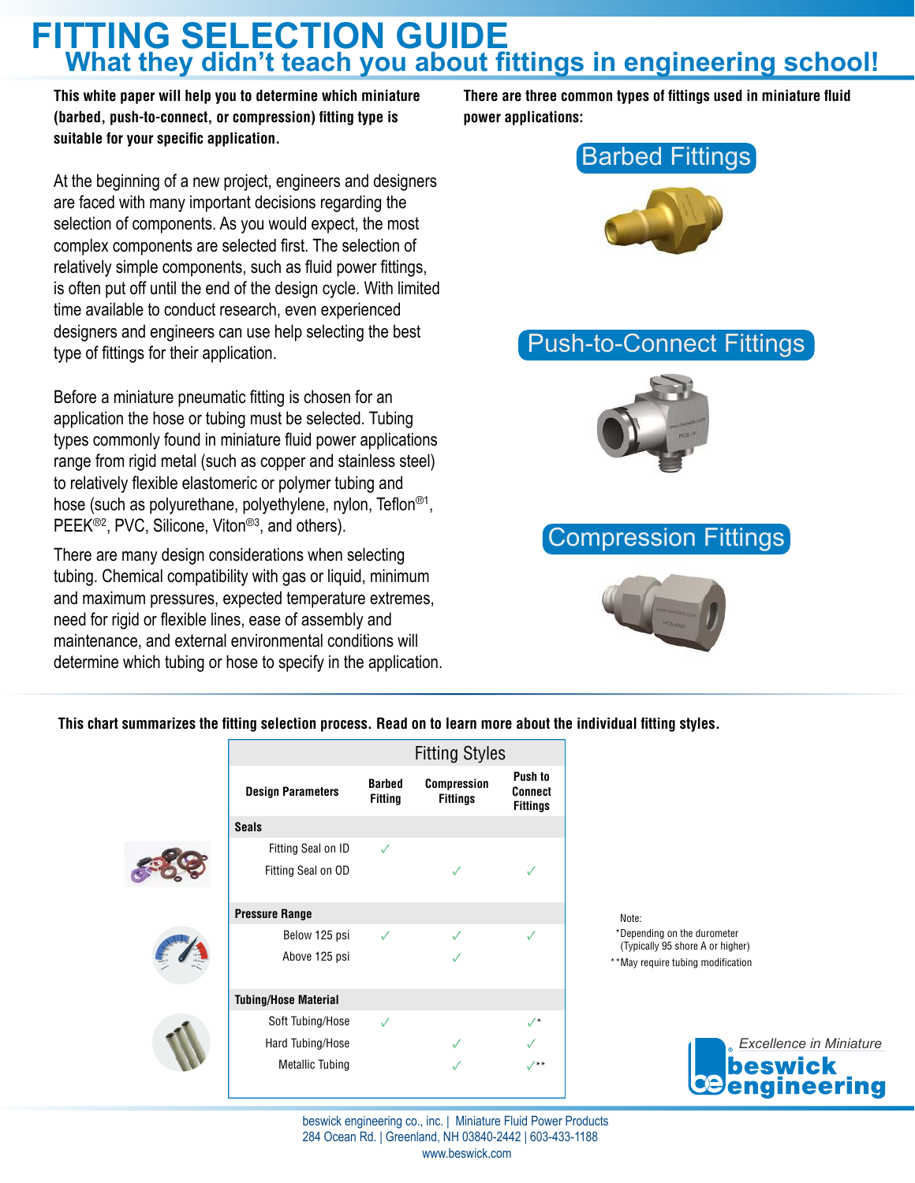# FITTING SELECTION GUIDE

## What they didn't teach you about fittings in engineering school!

**This white paper will help you to determine which miniature (barbed, push-to-connect, or compression) fitting type is suitable for your specific application.**

At the beginning of a new project, engineers and designers are faced with many important decisions regarding the selection of components. As you would expect, the most complex components are selected first. The selection of relatively simple components, such as fluid power fittings, is often put off until the end of the design cycle. With limited time available to conduct research, even experienced designers and engineers can use help selecting the best type of fittings for their application.

Before a miniature pneumatic fitting is chosen for an application the hose or tubing must be selected. Tubing types commonly found in miniature fluid power applications range from rigid metal (such as copper and stainless steel) to relatively flexible elastomeric or polymer tubing and hose (such as polyurethane, polyethylene, nylon, Teflon®[1], PEEK®[2], PVC, Silicone, Viton®[3], and others).

There are many design considerations when selecting tubing. Chemical compatibility with gas or liquid, minimum and maximum pressures, expected temperature extremes, need for rigid or flexible lines, ease of assembly and maintenance, and external environmental conditions will determine which tubing or hose to specify in the application.

**There are three common types of fittings used in miniature fluid power applications:**

- Barbed Fittings
- Push-to-Connect Fittings
- Compression Fittings

**This chart summarizes the fitting selection process. Read on to learn more about the individual fitting styles.**

| Design Parameters | Barbed Fitting | Compression Fittings | Push to Connect Fittings |
|---|---|---|---|
| **Seals** | | | |
| Fitting Seal on ID | ✓ | | |
| Fitting Seal on OD | | ✓ | ✓ |
| **Pressure Range** | | | |
| Below 125 psi | ✓ | ✓ | ✓ |
| Above 125 psi | | ✓ | |
| **Tubing/Hose Material** | | | |
| Soft Tubing/Hose | ✓ | | ✓* |
| Hard Tubing/Hose | | ✓ | ✓ |
| Metallic Tubing | | ✓ | ✓** |

Note:
*Depending on the durometer (Typically 95 shore A or higher)
**May require tubing modification

*Excellence in Miniature*
beswick engineering

beswick engineering co., inc. | Miniature Fluid Power Products
284 Ocean Rd. | Greenland, NH 03840-2442 | 603-433-1188
www.beswick.com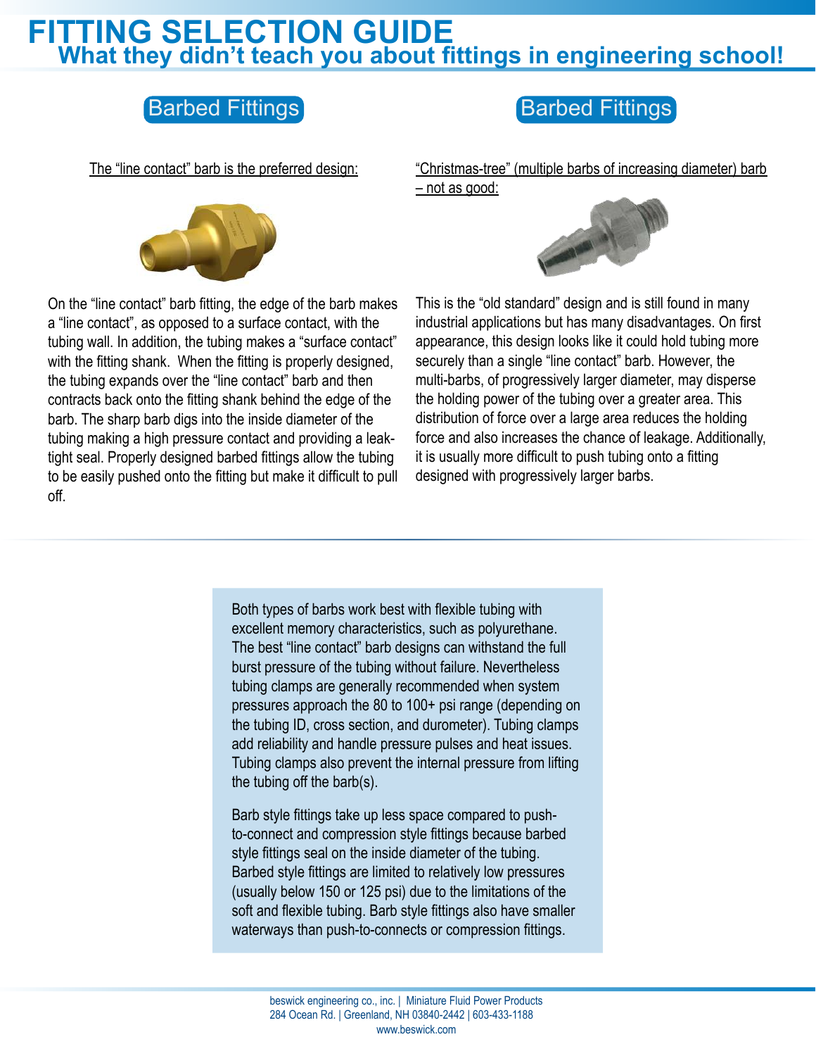# FITTING SELECTION GUIDE

## What they didn't teach you about fittings in engineering school!

### Barbed Fittings

The "line contact" barb is the preferred design:

On the "line contact" barb fitting, the edge of the barb makes a "line contact", as opposed to a surface contact, with the tubing wall. In addition, the tubing makes a "surface contact" with the fitting shank. When the fitting is properly designed, the tubing expands over the "line contact" barb and then contracts back onto the fitting shank behind the edge of the barb. The sharp barb digs into the inside diameter of the tubing making a high pressure contact and providing a leak-tight seal. Properly designed barbed fittings allow the tubing to be easily pushed onto the fitting but make it difficult to pull off.

### Barbed Fittings

"Christmas-tree" (multiple barbs of increasing diameter) barb – not as good:

This is the "old standard" design and is still found in many industrial applications but has many disadvantages. On first appearance, this design looks like it could hold tubing more securely than a single "line contact" barb. However, the multi-barbs, of progressively larger diameter, may disperse the holding power of the tubing over a greater area. This distribution of force over a large area reduces the holding force and also increases the chance of leakage. Additionally, it is usually more difficult to push tubing onto a fitting designed with progressively larger barbs.

---

Both types of barbs work best with flexible tubing with excellent memory characteristics, such as polyurethane. The best "line contact" barb designs can withstand the full burst pressure of the tubing without failure. Nevertheless tubing clamps are generally recommended when system pressures approach the 80 to 100+ psi range (depending on the tubing ID, cross section, and durometer). Tubing clamps add reliability and handle pressure pulses and heat issues. Tubing clamps also prevent the internal pressure from lifting the tubing off the barb(s).

Barb style fittings take up less space compared to push-to-connect and compression style fittings because barbed style fittings seal on the inside diameter of the tubing. Barbed style fittings are limited to relatively low pressures (usually below 150 or 125 psi) due to the limitations of the soft and flexible tubing. Barb style fittings also have smaller waterways than push-to-connects or compression fittings.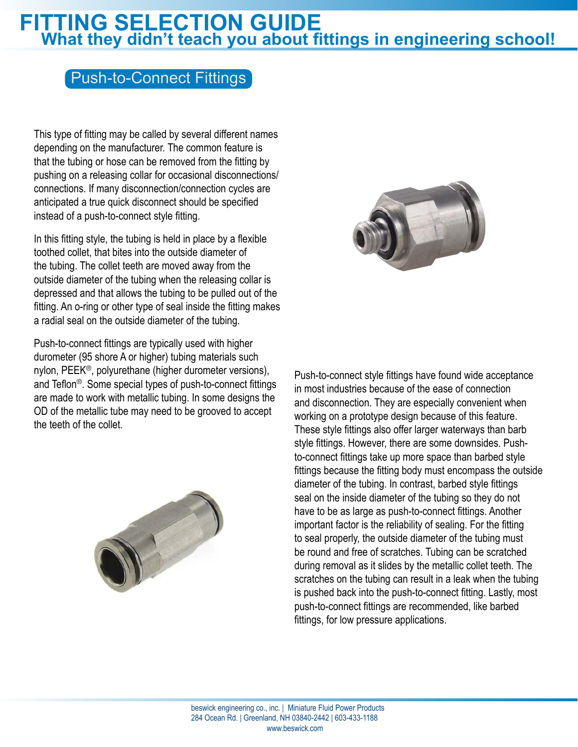# FITTING SELECTION GUIDE

## What they didn't teach you about fittings in engineering school!

### Push-to-Connect Fittings

This type of fitting may be called by several different names depending on the manufacturer. The common feature is that the tubing or hose can be removed from the fitting by pushing on a releasing collar for occasional disconnections/ connections. If many disconnection/connection cycles are anticipated a true quick disconnect should be specified instead of a push-to-connect style fitting.

In this fitting style, the tubing is held in place by a flexible toothed collet, that bites into the outside diameter of the tubing. The collet teeth are moved away from the outside diameter of the tubing when the releasing collar is depressed and that allows the tubing to be pulled out of the fitting. An o-ring or other type of seal inside the fitting makes a radial seal on the outside diameter of the tubing.

Push-to-connect fittings are typically used with higher durometer (95 shore A or higher) tubing materials such nylon, PEEK®, polyurethane (higher durometer versions), and Teflon®. Some special types of push-to-connect fittings are made to work with metallic tubing. In some designs the OD of the metallic tube may need to be grooved to accept the teeth of the collet.

Push-to-connect style fittings have found wide acceptance in most industries because of the ease of connection and disconnection. They are especially convenient when working on a prototype design because of this feature. These style fittings also offer larger waterways than barb style fittings. However, there are some downsides. Push-to-connect fittings take up more space than barbed style fittings because the fitting body must encompass the outside diameter of the tubing. In contrast, barbed style fittings seal on the inside diameter of the tubing so they do not have to be as large as push-to-connect fittings. Another important factor is the reliability of sealing. For the fitting to seal properly, the outside diameter of the tubing must be round and free of scratches. Tubing can be scratched during removal as it slides by the metallic collet teeth. The scratches on the tubing can result in a leak when the tubing is pushed back into the push-to-connect fitting. Lastly, most push-to-connect fittings are recommended, like barbed fittings, for low pressure applications.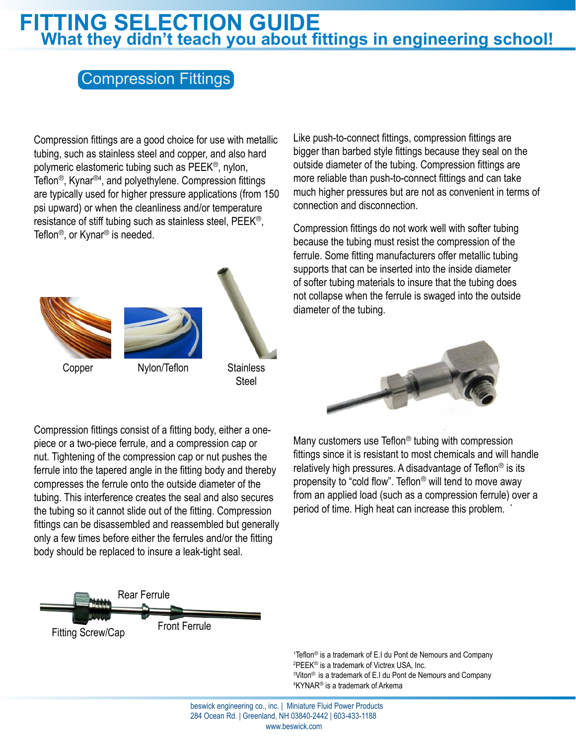# FITTING SELECTION GUIDE

## What they didn't teach you about fittings in engineering school!

### Compression Fittings

Compression fittings are a good choice for use with metallic tubing, such as stainless steel and copper, and also hard polymeric elastomeric tubing such as PEEK®, nylon, Teflon®, Kynar®[4], and polyethylene. Compression fittings are typically used for higher pressure applications (from 150 psi upward) or when the cleanliness and/or temperature resistance of stiff tubing such as stainless steel, PEEK®, Teflon®, or Kynar® is needed.

Copper

Nylon/Teflon

Stainless Steel

Compression fittings consist of a fitting body, either a one-piece or a two-piece ferrule, and a compression cap or nut. Tightening of the compression cap or nut pushes the ferrule into the tapered angle in the fitting body and thereby compresses the ferrule onto the outside diameter of the tubing. This interference creates the seal and also secures the tubing so it cannot slide out of the fitting. Compression fittings can be disassembled and reassembled but generally only a few times before either the ferrules and/or the fitting body should be replaced to insure a leak-tight seal.

Rear Ferrule

Fitting Screw/Cap

Front Ferrule

Like push-to-connect fittings, compression fittings are bigger than barbed style fittings because they seal on the outside diameter of the tubing. Compression fittings are more reliable than push-to-connect fittings and can take much higher pressures but are not as convenient in terms of connection and disconnection.

Compression fittings do not work well with softer tubing because the tubing must resist the compression of the ferrule. Some fitting manufacturers offer metallic tubing supports that can be inserted into the inside diameter of softer tubing materials to insure that the tubing does not collapse when the ferrule is swaged into the outside diameter of the tubing.

Many customers use Teflon® tubing with compression fittings since it is resistant to most chemicals and will handle relatively high pressures. A disadvantage of Teflon® is its propensity to "cold flow". Teflon® will tend to move away from an applied load (such as a compression ferrule) over a period of time. High heat can increase this problem. `

[1]Teflon® is a trademark of E.I du Pont de Nemours and Company
[2]PEEK® is a trademark of Victrex USA, Inc.
[3]Viton® is a trademark of E.I du Pont de Nemours and Company
[4]KYNAR® is a trademark of Arkema

beswick engineering co., inc. | Miniature Fluid Power Products
284 Ocean Rd. | Greenland, NH 03840-2442 | 603-433-1188
www.beswick.com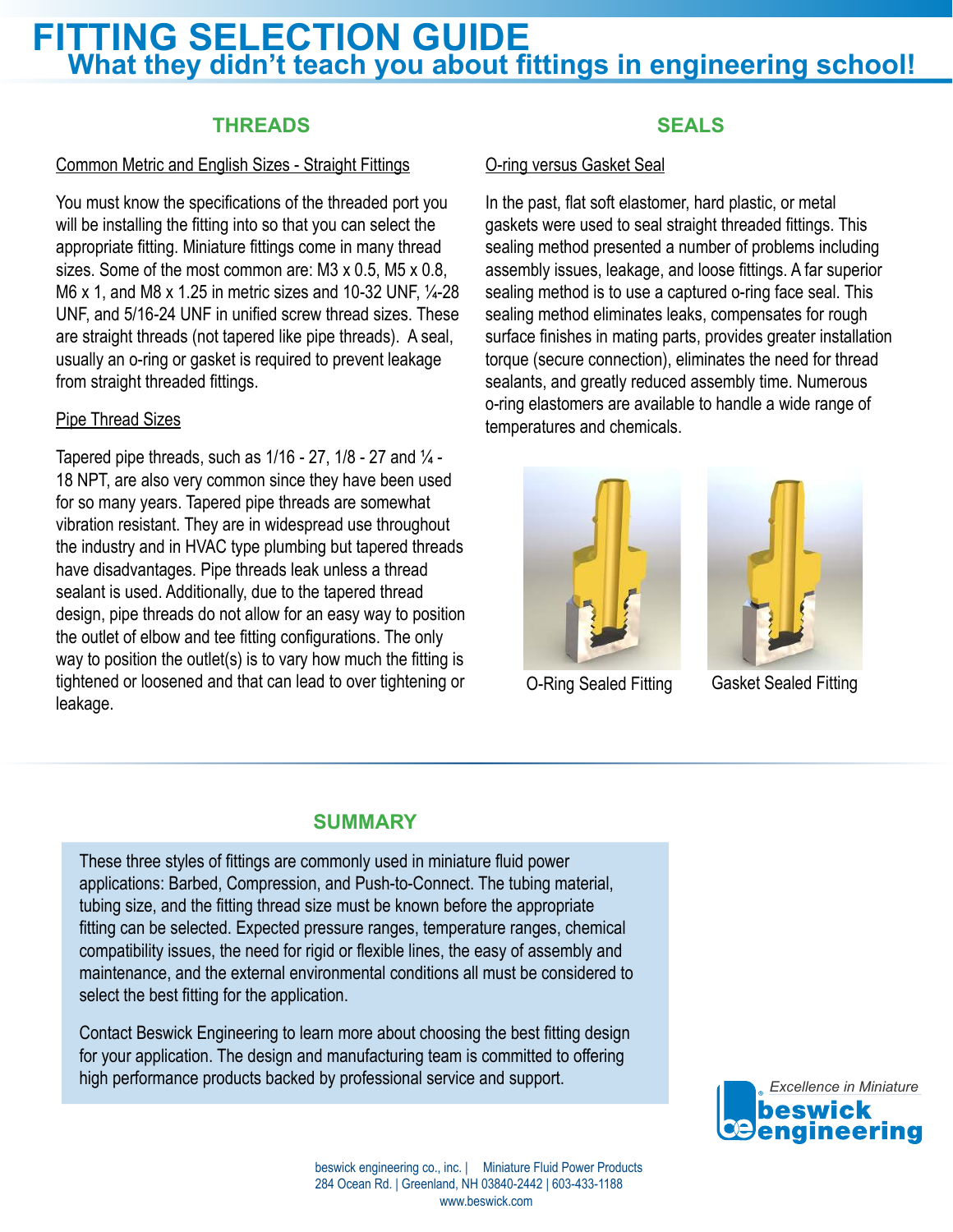# FITTING SELECTION GUIDE

## What they didn't teach you about fittings in engineering school!

### THREADS

Common Metric and English Sizes - Straight Fittings

You must know the specifications of the threaded port you will be installing the fitting into so that you can select the appropriate fitting. Miniature fittings come in many thread sizes. Some of the most common are: M3 x 0.5, M5 x 0.8, M6 x 1, and M8 x 1.25 in metric sizes and 10-32 UNF, ¼-28 UNF, and 5/16-24 UNF in unified screw thread sizes. These are straight threads (not tapered like pipe threads). A seal, usually an o-ring or gasket is required to prevent leakage from straight threaded fittings.

Pipe Thread Sizes

Tapered pipe threads, such as 1/16 - 27, 1/8 - 27 and ¼ - 18 NPT, are also very common since they have been used for so many years. Tapered pipe threads are somewhat vibration resistant. They are in widespread use throughout the industry and in HVAC type plumbing but tapered threads have disadvantages. Pipe threads leak unless a thread sealant is used. Additionally, due to the tapered thread design, pipe threads do not allow for an easy way to position the outlet of elbow and tee fitting configurations. The only way to position the outlet(s) is to vary how much the fitting is tightened or loosened and that can lead to over tightening or leakage.

### SEALS

O-ring versus Gasket Seal

In the past, flat soft elastomer, hard plastic, or metal gaskets were used to seal straight threaded fittings. This sealing method presented a number of problems including assembly issues, leakage, and loose fittings. A far superior sealing method is to use a captured o-ring face seal. This sealing method eliminates leaks, compensates for rough surface finishes in mating parts, provides greater installation torque (secure connection), eliminates the need for thread sealants, and greatly reduced assembly time. Numerous o-ring elastomers are available to handle a wide range of temperatures and chemicals.

O-Ring Sealed Fitting

Gasket Sealed Fitting

### SUMMARY

These three styles of fittings are commonly used in miniature fluid power applications: Barbed, Compression, and Push-to-Connect. The tubing material, tubing size, and the fitting thread size must be known before the appropriate fitting can be selected. Expected pressure ranges, temperature ranges, chemical compatibility issues, the need for rigid or flexible lines, the easy of assembly and maintenance, and the external environmental conditions all must be considered to select the best fitting for the application.

Contact Beswick Engineering to learn more about choosing the best fitting design for your application. The design and manufacturing team is committed to offering high performance products backed by professional service and support.

*Excellence in Miniature*

beswick engineering

beswick engineering co., inc. | Miniature Fluid Power Products
284 Ocean Rd. | Greenland, NH 03840-2442 | 603-433-1188
www.beswick.com